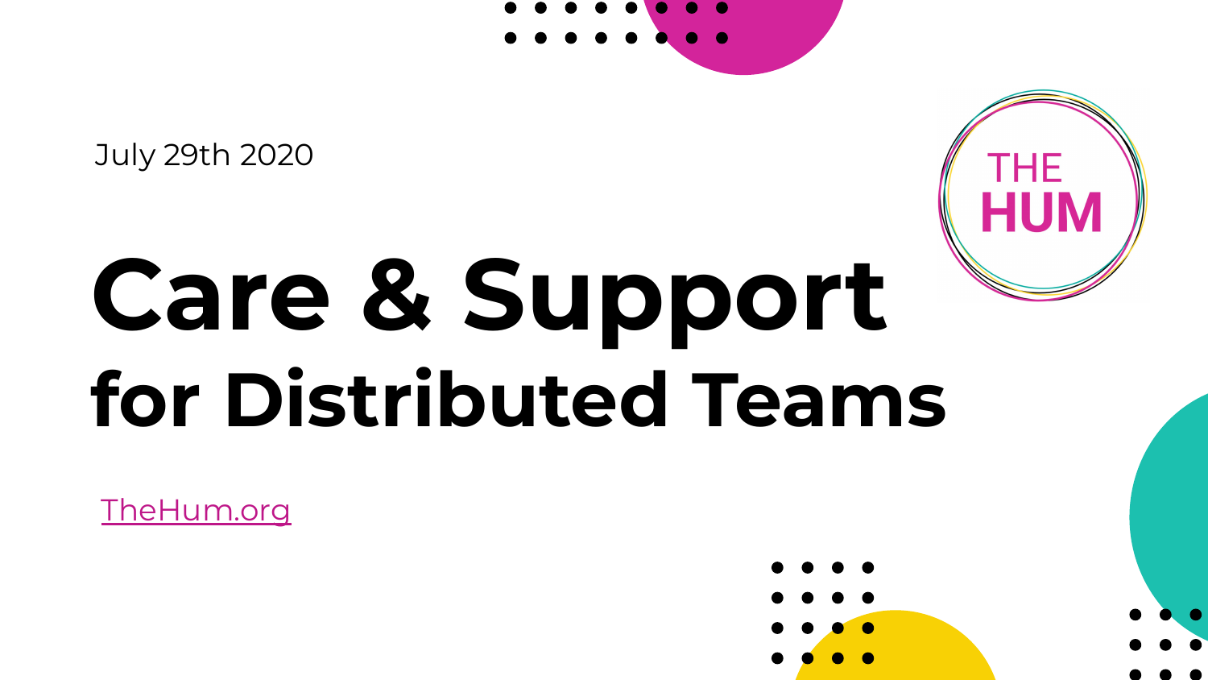July 29th 2020

# Care & Support for Distributed Teams

THE HUM

TheHum.org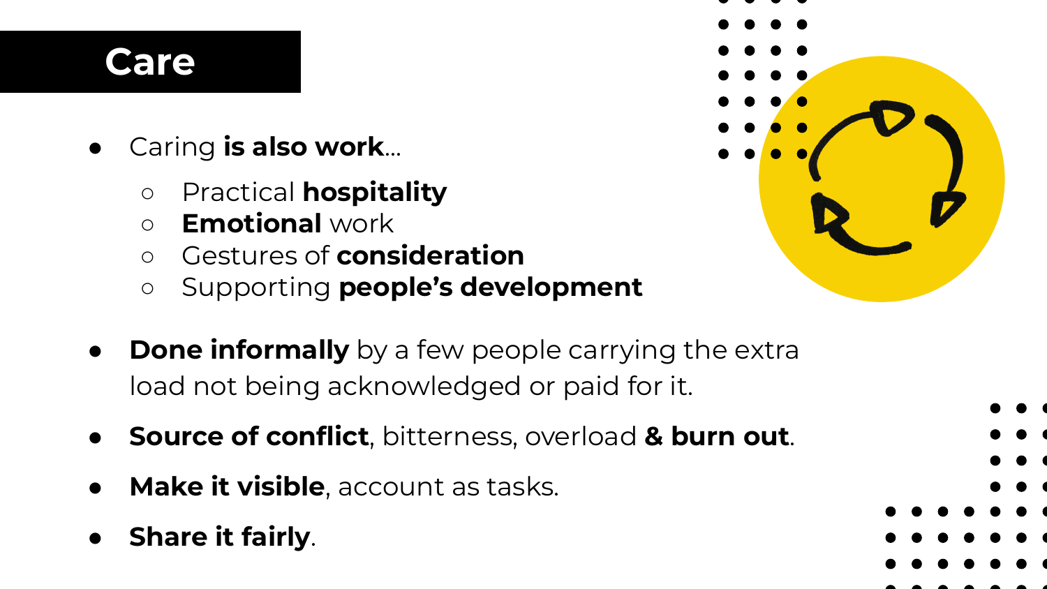# Care

- Caring **is also work**...
  - Practical **hospitality**
  - **Emotional** work
  - Gestures of **consideration**
  - Supporting **people's development**

- **Done informally** by a few people carrying the extra load not being acknowledged or paid for it.
- **Source of conflict**, bitterness, overload **& burn out**.
- **Make it visible**, account as tasks.
- **Share it fairly**.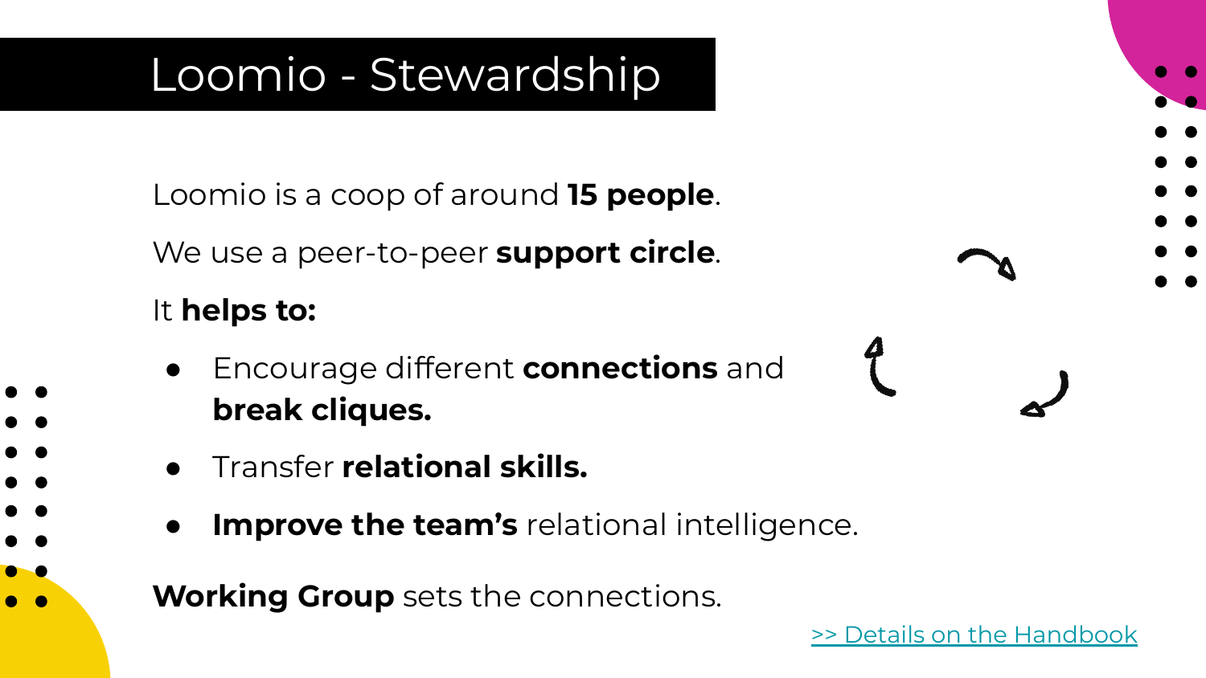# Loomio - Stewardship

Loomio is a coop of around **15 people**.

We use a peer-to-peer **support circle**.

It **helps to:**

- Encourage different **connections** and **break cliques.**
- Transfer **relational skills.**
- **Improve the team's** relational intelligence.

**Working Group** sets the connections.

>> Details on the Handbook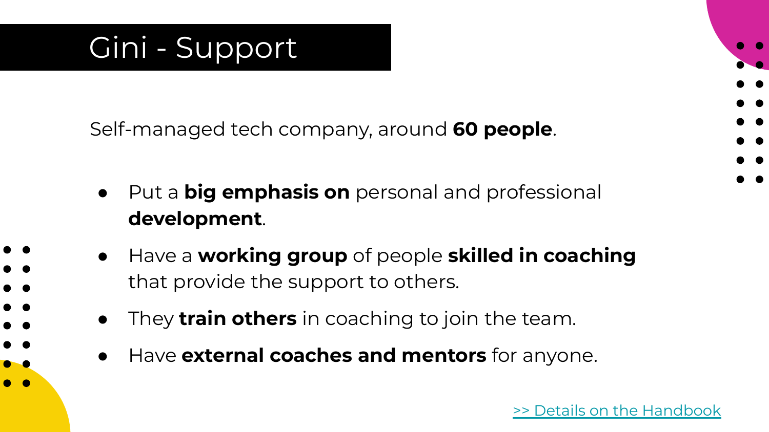# Gini - Support

Self-managed tech company, around **60 people**.

- Put a **big emphasis on** personal and professional **development**.
- Have a **working group** of people **skilled in coaching** that provide the support to others.
- They **train others** in coaching to join the team.
- Have **external coaches and mentors** for anyone.

>> Details on the Handbook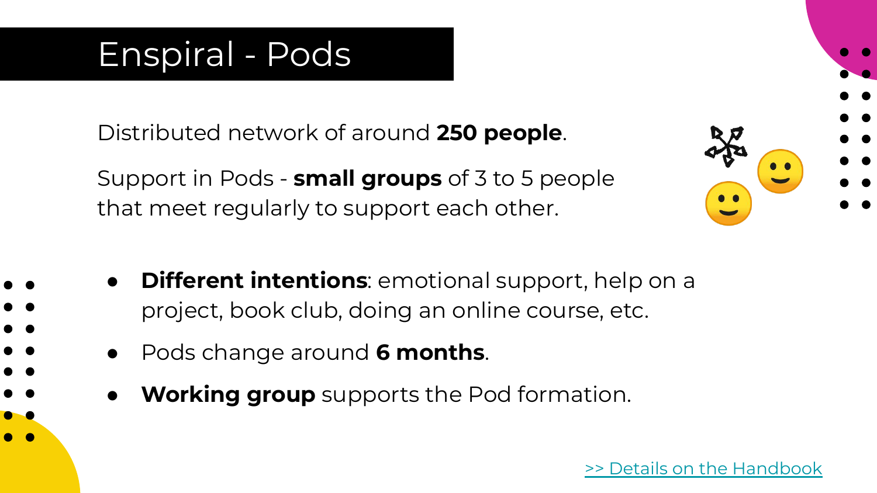# Enspiral - Pods

Distributed network of around **250 people**.

Support in Pods - **small groups** of 3 to 5 people that meet regularly to support each other.

- **Different intentions**: emotional support, help on a project, book club, doing an online course, etc.
- Pods change around **6 months**.
- **Working group** supports the Pod formation.

>> Details on the Handbook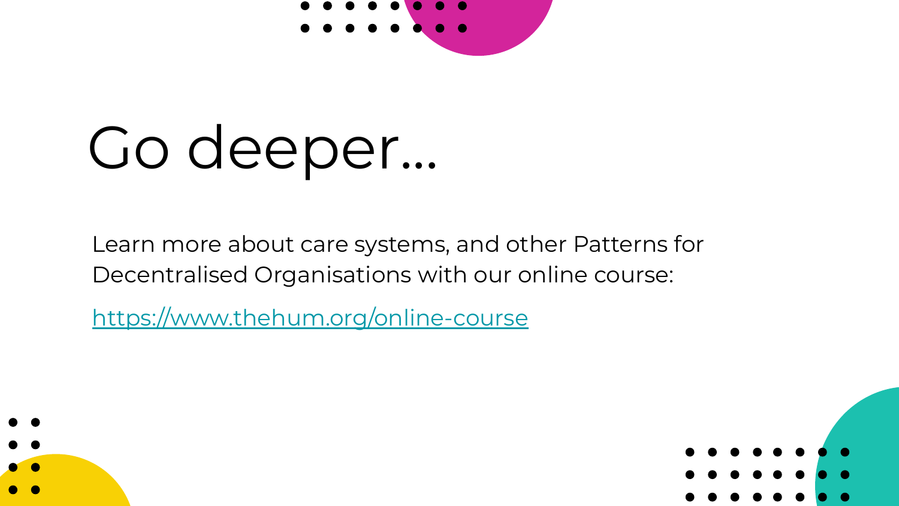# Go deeper...

Learn more about care systems, and other Patterns for Decentralised Organisations with our online course:

https://www.thehum.org/online-course